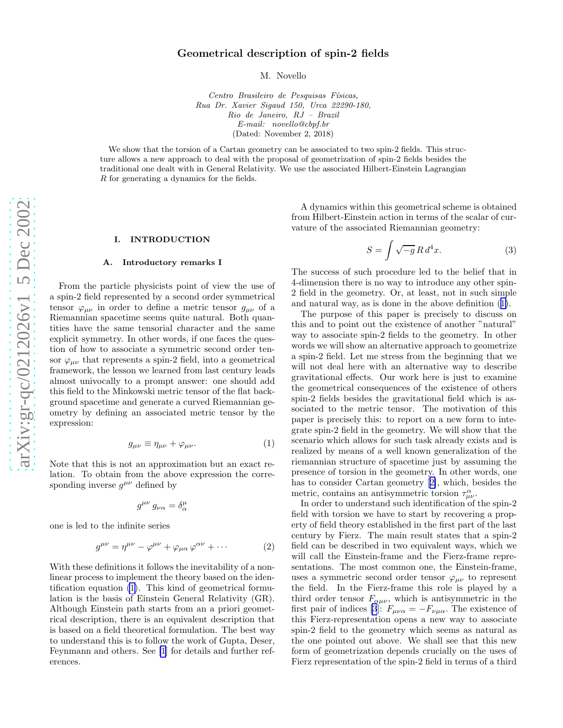# Geometrical description of spin-2 fields

M. Novello

*Centro Brasileiro de Pesquisas Físicas,*
*Rua Dr. Xavier Sigaud 150, Urca 22290-180,*
*Rio de Janeiro, RJ – Brazil*
*E-mail: novello@cbpf.br*
(Dated: November 2, 2018)

We show that the torsion of a Cartan geometry can be associated to two spin-2 fields. This structure allows a new approach to deal with the proposal of geometrization of spin-2 fields besides the traditional one dealt with in General Relativity. We use the associated Hilbert-Einstein Lagrangian $R$ for generating a dynamics for the fields.

## I. INTRODUCTION

### A. Introductory remarks I

From the particle physicists point of view the use of a spin-2 field represented by a second order symmetrical tensor $\varphi_{\mu\nu}$ in order to define a metric tensor $g_{\mu\nu}$ of a Riemannian spacetime seems quite natural. Both quantities have the same tensorial character and the same explicit symmetry. In other words, if one faces the question of how to associate a symmetric second order tensor $\varphi_{\mu\nu}$ that represents a spin-2 field, into a geometrical framework, the lesson we learned from last century leads almost univocally to a prompt answer: one should add this field to the Minkowski metric tensor of the flat background spacetime and generate a curved Riemannian geometry by defining an associated metric tensor by the expression:

$$g_{\mu\nu} \equiv \eta_{\mu\nu} + \varphi_{\mu\nu}. \tag{1}$$

Note that this is not an approximation but an exact relation. To obtain from the above expression the corresponding inverse $g^{\mu\nu}$ defined by

$$g^{\mu\nu}\, g_{\nu\alpha} = \delta^{\mu}_{\alpha}$$

one is led to the infinite series

$$g^{\mu\nu} = \eta^{\mu\nu} - \varphi^{\mu\nu} + \varphi_{\mu\alpha}\,\varphi^{\alpha\nu} + \cdots \tag{2}$$

With these definitions it follows the inevitability of a nonlinear process to implement the theory based on the identification equation (1). This kind of geometrical formulation is the basis of Einstein General Relativity (GR). Although Einstein path starts from an a priori geometrical description, there is an equivalent description that is based on a field theoretical formulation. The best way to understand this is to follow the work of Gupta, Deser, Feynmann and others. See [1] for details and further references.

A dynamics within this geometrical scheme is obtained from Hilbert-Einstein action in terms of the scalar of curvature of the associated Riemannian geometry:

$$S = \int \sqrt{-g}\, R\, d^4x. \tag{3}$$

The success of such procedure led to the belief that in 4-dimension there is no way to introduce any other spin-2 field in the geometry. Or, at least, not in such simple and natural way, as is done in the above definition (1).

The purpose of this paper is precisely to discuss on this and to point out the existence of another "natural" way to associate spin-2 fields to the geometry. In other words we will show an alternative approach to geometrize a spin-2 field. Let me stress from the beginning that we will not deal here with an alternative way to describe gravitational effects. Our work here is just to examine the geometrical consequences of the existence of others spin-2 fields besides the gravitational field which is associated to the metric tensor. The motivation of this paper is precisely this: to report on a new form to integrate spin-2 field in the geometry. We will show that the scenario which allows for such task already exists and is realized by means of a well known generalization of the riemannian structure of spacetime just by assuming the presence of torsion in the geometry. In other words, one has to consider Cartan geometry [2], which, besides the metric, contains an antisymmetric torsion $\tau^{\alpha}_{\mu\nu}$.

In order to understand such identification of the spin-2 field with torsion we have to start by recovering a property of field theory established in the first part of the last century by Fierz. The main result states that a spin-2 field can be described in two equivalent ways, which we will call the Einstein-frame and the Fierz-frame representations. The most common one, the Einstein-frame, uses a symmetric second order tensor $\varphi_{\mu\nu}$ to represent the field. In the Fierz-frame this role is played by a third order tensor $F_{\alpha\mu\nu}$, which is antisymmetric in the first pair of indices [3]: $F_{\mu\nu\alpha} = -F_{\nu\mu\alpha}$. The existence of this Fierz-representation opens a new way to associate spin-2 field to the geometry which seems as natural as the one pointed out above. We shall see that this new form of geometrization depends crucially on the uses of Fierz representation of the spin-2 field in terms of a third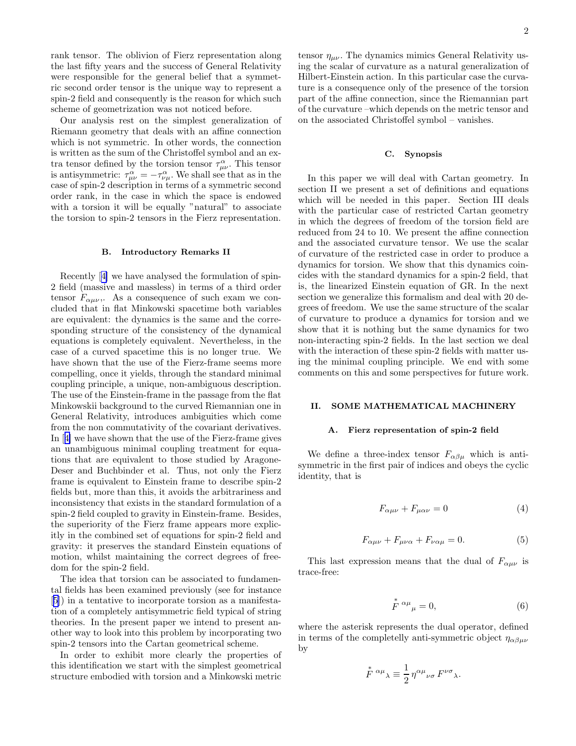rank tensor. The oblivion of Fierz representation along the last fifty years and the success of General Relativity were responsible for the general belief that a symmetric second order tensor is the unique way to represent a spin-2 field and consequently is the reason for which such scheme of geometrization was not noticed before.

Our analysis rest on the simplest generalization of Riemann geometry that deals with an affine connection which is not symmetric. In other words, the connection is written as the sum of the Christoffel symbol and an extra tensor defined by the torsion tensor $\tau^{\alpha}_{\mu\nu}$. This tensor is antisymmetric: $\tau^{\alpha}_{\mu\nu} = -\tau^{\alpha}_{\nu\mu}$. We shall see that as in the case of spin-2 description in terms of a symmetric second order rank, in the case in which the space is endowed with a torsion it will be equally "natural" to associate the torsion to spin-2 tensors in the Fierz representation.

### B. Introductory Remarks II

Recently [4] we have analysed the formulation of spin-2 field (massive and massless) in terms of a third order tensor $F_{\alpha\mu\nu}$,. As a consequence of such exam we concluded that in flat Minkowski spacetime both variables are equivalent: the dynamics is the same and the corresponding structure of the consistency of the dynamical equations is completely equivalent. Nevertheless, in the case of a curved spacetime this is no longer true. We have shown that the use of the Fierz-frame seems more compelling, once it yields, through the standard minimal coupling principle, a unique, non-ambiguous description. The use of the Einstein-frame in the passage from the flat Minkowskii background to the curved Riemannian one in General Relativity, introduces ambiguities which come from the non commutativity of the covariant derivatives. In [4] we have shown that the use of the Fierz-frame gives an unambiguous minimal coupling treatment for equations that are equivalent to those studied by Aragone-Deser and Buchbinder et al. Thus, not only the Fierz frame is equivalent to Einstein frame to describe spin-2 fields but, more than this, it avoids the arbitrariness and inconsistency that exists in the standard formulation of a spin-2 field coupled to gravity in Einstein-frame. Besides, the superiority of the Fierz frame appears more explicitly in the combined set of equations for spin-2 field and gravity: it preserves the standard Einstein equations of motion, whilst maintaining the correct degrees of freedom for the spin-2 field.

The idea that torsion can be associated to fundamental fields has been examined previously (see for instance [5]) in a tentative to incorporate torsion as a manifestation of a completely antisymmetric field typical of string theories. In the present paper we intend to present another way to look into this problem by incorporating two spin-2 tensors into the Cartan geometrical scheme.

In order to exhibit more clearly the properties of this identification we start with the simplest geometrical structure embodied with torsion and a Minkowski metric tensor $\eta_{\mu\nu}$. The dynamics mimics General Relativity using the scalar of curvature as a natural generalization of Hilbert-Einstein action. In this particular case the curvature is a consequence only of the presence of the torsion part of the affine connection, since the Riemannian part of the curvature –which depends on the metric tensor and on the associated Christoffel symbol – vanishes.

### C. Synopsis

In this paper we will deal with Cartan geometry. In section II we present a set of definitions and equations which will be needed in this paper. Section III deals with the particular case of restricted Cartan geometry in which the degrees of freedom of the torsion field are reduced from 24 to 10. We present the affine connection and the associated curvature tensor. We use the scalar of curvature of the restricted case in order to produce a dynamics for torsion. We show that this dynamics coincides with the standard dynamics for a spin-2 field, that is, the linearized Einstein equation of GR. In the next section we generalize this formalism and deal with 20 degrees of freedom. We use the same structure of the scalar of curvature to produce a dynamics for torsion and we show that it is nothing but the same dynamics for two non-interacting spin-2 fields. In the last section we deal with the interaction of these spin-2 fields with matter using the minimal coupling principle. We end with some comments on this and some perspectives for future work.

## II. SOME MATHEMATICAL MACHINERY

### A. Fierz representation of spin-2 field

We define a three-index tensor $F_{\alpha\beta\mu}$ which is antisymmetric in the first pair of indices and obeys the cyclic identity, that is

$$F_{\alpha\mu\nu} + F_{\mu\alpha\nu} = 0 \tag{4}$$

$$F_{\alpha\mu\nu} + F_{\mu\nu\alpha} + F_{\nu\alpha\mu} = 0. \tag{5}$$

This last expression means that the dual of $F_{\alpha\mu\nu}$ is trace-free:

$$\overset{*}{F}{}^{\alpha\mu}{}_{\mu} = 0, \tag{6}$$

where the asterisk represents the dual operator, defined in terms of the completelly anti-symmetric object $\eta_{\alpha\beta\mu\nu}$ by

$$\overset{*}{F}{}^{\alpha\mu}{}_{\lambda} \equiv \frac{1}{2}\,\eta^{\alpha\mu}{}_{\nu\sigma}\,F^{\nu\sigma}{}_{\lambda}.$$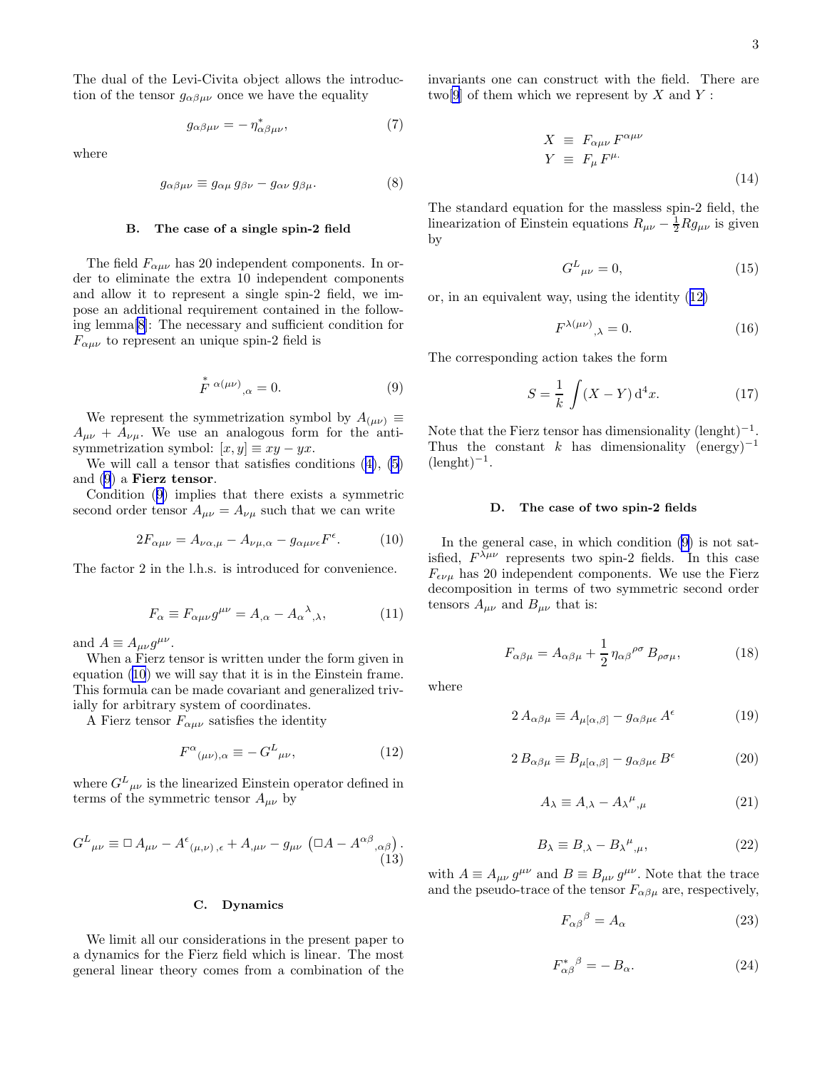The dual of the Levi-Civita object allows the introduction of the tensor $g_{\alpha\beta\mu\nu}$ once we have the equality

$$g_{\alpha\beta\mu\nu} = -\,\eta^{*}_{\alpha\beta\mu\nu}, \tag{7}$$

where

$$g_{\alpha\beta\mu\nu} \equiv g_{\alpha\mu}\, g_{\beta\nu} - g_{\alpha\nu}\, g_{\beta\mu}. \tag{8}$$

### B. The case of a single spin-2 field

The field $F_{\alpha\mu\nu}$ has 20 independent components. In order to eliminate the extra 10 independent components and allow it to represent a single spin-2 field, we impose an additional requirement contained in the following lemma[8]: The necessary and sufficient condition for $F_{\alpha\mu\nu}$ to represent an unique spin-2 field is

$$\overset{*}{F}{}^{\alpha(\mu\nu)}{}_{,\alpha} = 0. \tag{9}$$

We represent the symmetrization symbol by $A_{(\mu\nu)} \equiv A_{\mu\nu} + A_{\nu\mu}$. We use an analogous form for the anti-symmetrization symbol: $[x, y] \equiv xy - yx$.

We will call a tensor that satisfies conditions (4), (5) and (9) a **Fierz tensor**.

Condition (9) implies that there exists a symmetric second order tensor $A_{\mu\nu} = A_{\nu\mu}$ such that we can write

$$2F_{\alpha\mu\nu} = A_{\nu\alpha,\mu} - A_{\nu\mu,\alpha} - g_{\alpha\mu\nu\epsilon} F^{\epsilon}. \tag{10}$$

The factor 2 in the l.h.s. is introduced for convenience.

$$F_{\alpha} \equiv F_{\alpha\mu\nu} g^{\mu\nu} = A_{,\alpha} - A_{\alpha}{}^{\lambda}{}_{,\lambda}, \tag{11}$$

and $A \equiv A_{\mu\nu} g^{\mu\nu}$.

When a Fierz tensor is written under the form given in equation (10) we will say that it is in the Einstein frame. This formula can be made covariant and generalized trivially for arbitrary system of coordinates.

A Fierz tensor $F_{\alpha\mu\nu}$ satisfies the identity

$$F^{\alpha}{}_{(\mu\nu),\alpha} \equiv -\,G^{L}{}_{\mu\nu}, \tag{12}$$

where $G^{L}{}_{\mu\nu}$ is the linearized Einstein operator defined in terms of the symmetric tensor $A_{\mu\nu}$ by

$$G^{L}{}_{\mu\nu} \equiv \Box\, A_{\mu\nu} - A^{\epsilon}{}_{(\mu,\nu)\,,\epsilon} + A_{,\mu\nu} - g_{\mu\nu}\, \left(\Box A - A^{\alpha\beta}{}_{,\alpha\beta}\right). \tag{13}$$

### C. Dynamics

We limit all our considerations in the present paper to a dynamics for the Fierz field which is linear. The most general linear theory comes from a combination of the invariants one can construct with the field. There are two[9] of them which we represent by $X$ and $Y$ :

$$\begin{aligned} X \;&\equiv\; F_{\alpha\mu\nu}\, F^{\alpha\mu\nu} \\ Y \;&\equiv\; F_{\mu}\, F^{\mu}. \end{aligned} \tag{14}$$

The standard equation for the massless spin-2 field, the linearization of Einstein equations $R_{\mu\nu} - \frac{1}{2} R g_{\mu\nu}$ is given by

$$G^{L}{}_{\mu\nu} = 0, \tag{15}$$

or, in an equivalent way, using the identity (12)

$$F^{\lambda(\mu\nu)}{}_{,\lambda} = 0. \tag{16}$$

The corresponding action takes the form

$$S = \frac{1}{k} \int (X - Y)\, \mathrm{d}^4 x. \tag{17}$$

Note that the Fierz tensor has dimensionality (lenght)$^{-1}$. Thus the constant $k$ has dimensionality (energy)$^{-1}$ (lenght)$^{-1}$.

### D. The case of two spin-2 fields

In the general case, in which condition (9) is not satisfied, $F^{\lambda\mu\nu}$ represents two spin-2 fields. In this case $F_{\epsilon\nu\mu}$ has 20 independent components. We use the Fierz decomposition in terms of two symmetric second order tensors $A_{\mu\nu}$ and $B_{\mu\nu}$ that is:

$$F_{\alpha\beta\mu} = A_{\alpha\beta\mu} + \frac{1}{2}\, \eta_{\alpha\beta}{}^{\rho\sigma}\, B_{\rho\sigma\mu}, \tag{18}$$

where

$$2\, A_{\alpha\beta\mu} \equiv A_{\mu[\alpha,\beta]} - g_{\alpha\beta\mu\epsilon}\, A^{\epsilon} \tag{19}$$

$$2\, B_{\alpha\beta\mu} \equiv B_{\mu[\alpha,\beta]} - g_{\alpha\beta\mu\epsilon}\, B^{\epsilon} \tag{20}$$

$$A_{\lambda} \equiv A_{,\lambda} - A_{\lambda}{}^{\mu}{}_{,\mu} \tag{21}$$

$$B_{\lambda} \equiv B_{,\lambda} - B_{\lambda}{}^{\mu}{}_{,\mu}, \tag{22}$$

with $A \equiv A_{\mu\nu}\, g^{\mu\nu}$ and $B \equiv B_{\mu\nu}\, g^{\mu\nu}$. Note that the trace and the pseudo-trace of the tensor $F_{\alpha\beta\mu}$ are, respectively,

$$F_{\alpha\beta}{}^{\beta} = A_{\alpha} \tag{23}$$

$$F^{*}_{\alpha\beta}{}^{\beta} = -\,B_{\alpha}. \tag{24}$$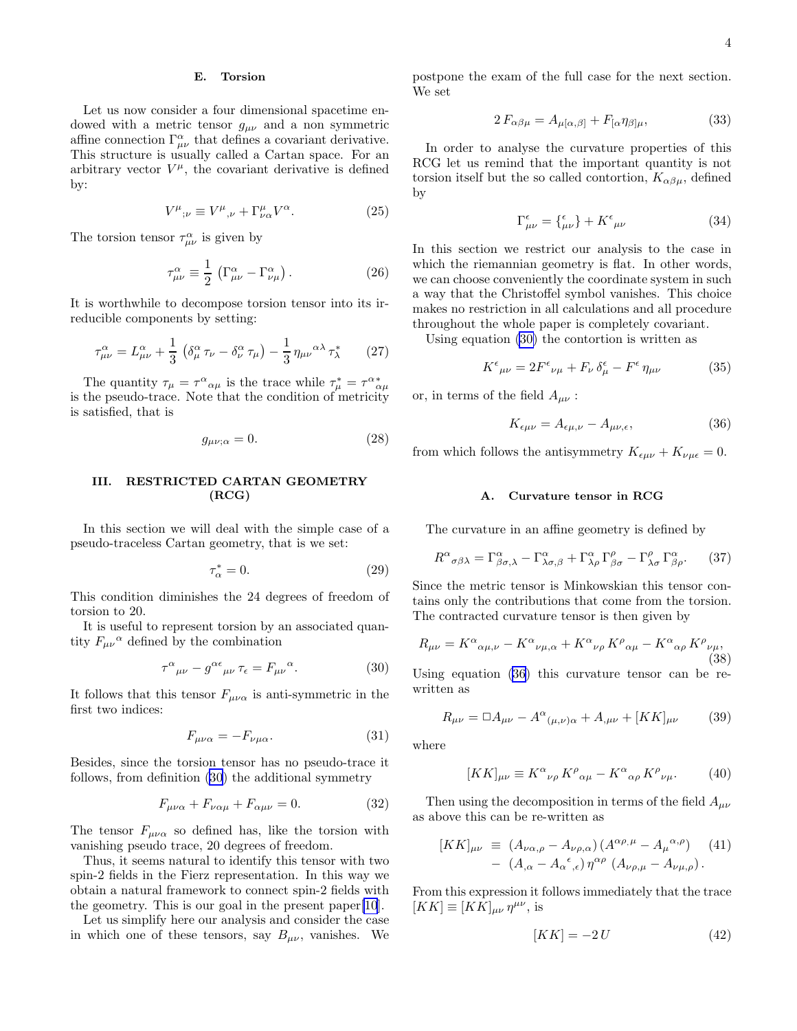### E. Torsion

Let us now consider a four dimensional spacetime endowed with a metric tensor $g_{\mu\nu}$ and a non symmetric affine connection $\Gamma^{\alpha}_{\mu\nu}$ that defines a covariant derivative. This structure is usually called a Cartan space. For an arbitrary vector $V^{\mu}$, the covariant derivative is defined by:

$$V^{\mu}{}_{;\nu} \equiv V^{\mu}{}_{,\nu} + \Gamma^{\mu}_{\nu\alpha} V^{\alpha}. \tag{25}$$

The torsion tensor $\tau^{\alpha}_{\mu\nu}$ is given by

$$\tau^{\alpha}_{\mu\nu} \equiv \frac{1}{2}\left(\Gamma^{\alpha}_{\mu\nu} - \Gamma^{\alpha}_{\nu\mu}\right). \tag{26}$$

It is worthwhile to decompose torsion tensor into its irreducible components by setting:

$$\tau^{\alpha}_{\mu\nu} = L^{\alpha}_{\mu\nu} + \frac{1}{3}\left(\delta^{\alpha}_{\mu}\,\tau_{\nu} - \delta^{\alpha}_{\nu}\,\tau_{\mu}\right) - \frac{1}{3}\,\eta_{\mu\nu}{}^{\alpha\lambda}\,\tau^{*}_{\lambda} \tag{27}$$

The quantity $\tau_{\mu} = \tau^{\alpha}{}_{\alpha\mu}$ is the trace while $\tau^{*}_{\mu} = \tau^{\alpha *}{}_{\alpha\mu}$ is the pseudo-trace. Note that the condition of metricity is satisfied, that is

$$g_{\mu\nu;\alpha} = 0. \tag{28}$$

## III. RESTRICTED CARTAN GEOMETRY (RCG)

In this section we will deal with the simple case of a pseudo-traceless Cartan geometry, that is we set:

$$\tau^{*}_{\alpha} = 0. \tag{29}$$

This condition diminishes the 24 degrees of freedom of torsion to 20.

It is useful to represent torsion by an associated quantity $F_{\mu\nu}{}^{\alpha}$ defined by the combination

$$\tau^{\alpha}{}_{\mu\nu} - g^{\alpha\epsilon}{}_{\mu\nu}\,\tau_{\epsilon} = F_{\mu\nu}{}^{\alpha}. \tag{30}$$

It follows that this tensor $F_{\mu\nu\alpha}$ is anti-symmetric in the first two indices:

$$F_{\mu\nu\alpha} = -F_{\nu\mu\alpha}. \tag{31}$$

Besides, since the torsion tensor has no pseudo-trace it follows, from definition (30) the additional symmetry

$$F_{\mu\nu\alpha} + F_{\nu\alpha\mu} + F_{\alpha\mu\nu} = 0. \tag{32}$$

The tensor $F_{\mu\nu\alpha}$ so defined has, like the torsion with vanishing pseudo trace, 20 degrees of freedom.

Thus, it seems natural to identify this tensor with two spin-2 fields in the Fierz representation. In this way we obtain a natural framework to connect spin-2 fields with the geometry. This is our goal in the present paper[10].

Let us simplify here our analysis and consider the case in which one of these tensors, say $B_{\mu\nu}$, vanishes. We postpone the exam of the full case for the next section. We set

$$2\,F_{\alpha\beta\mu} = A_{\mu[\alpha,\beta]} + F_{[\alpha}\eta_{\beta]\mu}, \tag{33}$$

In order to analyse the curvature properties of this RCG let us remind that the important quantity is not torsion itself but the so called contortion, $K_{\alpha\beta\mu}$, defined by

$$\Gamma^{\epsilon}_{\mu\nu} = \{^{\,\epsilon}_{\mu\nu}\} + K^{\epsilon}{}_{\mu\nu} \tag{34}$$

In this section we restrict our analysis to the case in which the riemannian geometry is flat. In other words, we can choose conveniently the coordinate system in such a way that the Christoffel symbol vanishes. This choice makes no restriction in all calculations and all procedure throughout the whole paper is completely covariant.

Using equation (30) the contortion is written as

$$K^{\epsilon}{}_{\mu\nu} = 2F^{\epsilon}{}_{\nu\mu} + F_{\nu}\,\delta^{\epsilon}_{\mu} - F^{\epsilon}\,\eta_{\mu\nu} \tag{35}$$

or, in terms of the field $A_{\mu\nu}$ :

$$K_{\epsilon\mu\nu} = A_{\epsilon\mu,\nu} - A_{\mu\nu,\epsilon}, \tag{36}$$

from which follows the antisymmetry $K_{\epsilon\mu\nu} + K_{\nu\mu\epsilon} = 0$.

### A. Curvature tensor in RCG

The curvature in an affine geometry is defined by

$$R^{\alpha}{}_{\sigma\beta\lambda} = \Gamma^{\alpha}_{\beta\sigma,\lambda} - \Gamma^{\alpha}_{\lambda\sigma,\beta} + \Gamma^{\alpha}_{\lambda\rho}\,\Gamma^{\rho}_{\beta\sigma} - \Gamma^{\rho}_{\lambda\sigma}\,\Gamma^{\alpha}_{\beta\rho}. \tag{37}$$

Since the metric tensor is Minkowskian this tensor contains only the contributions that come from the torsion. The contracted curvature tensor is then given by

$$R_{\mu\nu} = K^{\alpha}{}_{\alpha\mu,\nu} - K^{\alpha}{}_{\nu\mu,\alpha} + K^{\alpha}{}_{\nu\rho}\,K^{\rho}{}_{\alpha\mu} - K^{\alpha}{}_{\alpha\rho}\,K^{\rho}{}_{\nu\mu}, \tag{38}$$

Using equation (36) this curvature tensor can be re-written as

$$R_{\mu\nu} = \Box A_{\mu\nu} - A^{\alpha}{}_{(\mu,\nu)\alpha} + A_{,\mu\nu} + [KK]_{\mu\nu} \tag{39}$$

where

$$[KK]_{\mu\nu} \equiv K^{\alpha}{}_{\nu\rho}\,K^{\rho}{}_{\alpha\mu} - K^{\alpha}{}_{\alpha\rho}\,K^{\rho}{}_{\nu\mu}. \tag{40}$$

Then using the decomposition in terms of the field $A_{\mu\nu}$ as above this can be re-written as

$$\begin{aligned}
[KK]_{\mu\nu} \;&\equiv\; (A_{\nu\alpha,\rho} - A_{\nu\rho,\alpha})\,(A^{\alpha\rho,\mu} - A_{\mu}{}^{\alpha,\rho}) \\
&-\; (A_{,\alpha} - A_{\alpha}{}^{\epsilon}{}_{,\epsilon})\,\eta^{\alpha\rho}\,(A_{\nu\rho,\mu} - A_{\nu\mu,\rho}).
\end{aligned} \tag{41}$$

From this expression it follows immediately that the trace $[KK] \equiv [KK]_{\mu\nu}\,\eta^{\mu\nu}$, is

$$[KK] = -2\,U \tag{42}$$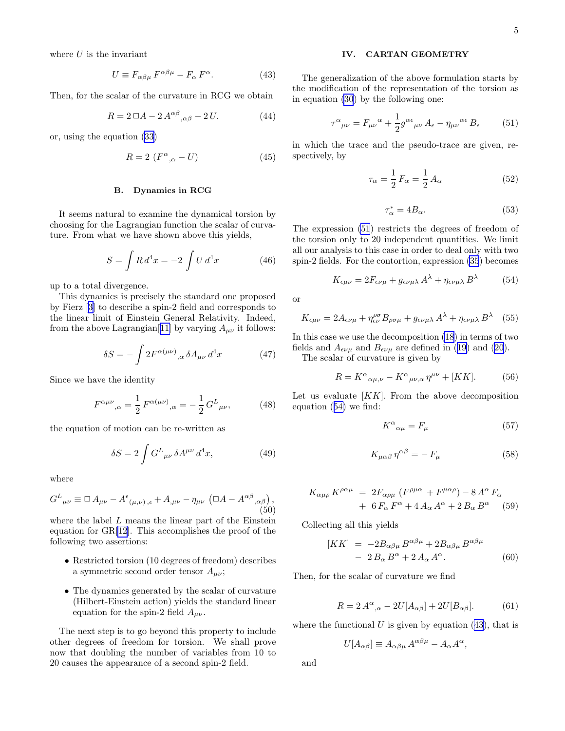where $U$ is the invariant

$$U \equiv F_{\alpha\beta\mu}\, F^{\alpha\beta\mu} - F_\alpha\, F^\alpha. \tag{43}$$

Then, for the scalar of the curvature in RCG we obtain

$$R = 2\,\Box A - 2\,A^{\alpha\beta}{}_{,\alpha\beta} - 2\,U. \tag{44}$$

or, using the equation (33)

$$R = 2\,\left(F^\alpha{}_{,\alpha} - U\right) \tag{45}$$

### B. Dynamics in RCG

It seems natural to examine the dynamical torsion by choosing for the Lagrangian function the scalar of curvature. From what we have shown above this yields,

$$S = \int R\, d^4x = -2 \int U\, d^4x \tag{46}$$

up to a total divergence.

This dynamics is precisely the standard one proposed by Fierz [3] to describe a spin-2 field and corresponds to the linear limit of Einstein General Relativity. Indeed, from the above Lagrangian[11] by varying $A_{\mu\nu}$ it follows:

$$\delta S = -\int 2F^{\alpha(\mu\nu)}{}_{,\alpha}\, \delta A_{\mu\nu}\, d^4x \tag{47}$$

Since we have the identity

$$F^{\alpha\mu\nu}{}_{,\alpha} = \frac{1}{2}\, F^{\alpha(\mu\nu)}{}_{,\alpha} = -\frac{1}{2}\, G^L{}_{\mu\nu}, \tag{48}$$

the equation of motion can be re-written as

$$\delta S = 2 \int G^L{}_{\mu\nu}\, \delta A^{\mu\nu}\, d^4x, \tag{49}$$

where

$$G^L{}_{\mu\nu} \equiv \Box\, A_{\mu\nu} - A^\epsilon{}_{(\mu,\nu)\,,\epsilon} + A_{,\mu\nu} - \eta_{\mu\nu}\,\left(\Box A - A^{\alpha\beta}{}_{,\alpha\beta}\right), \tag{50}$$

where the label $L$ means the linear part of the Einstein equation for GR[12]. This accomplishes the proof of the following two assertions:

- Restricted torsion (10 degrees of freedom) describes a symmetric second order tensor $A_{\mu\nu}$;
- The dynamics generated by the scalar of curvature (Hilbert-Einstein action) yields the standard linear equation for the spin-2 field $A_{\mu\nu}$.

The next step is to go beyond this property to include other degrees of freedom for torsion. We shall prove now that doubling the number of variables from 10 to 20 causes the appearance of a second spin-2 field.

## IV. CARTAN GEOMETRY

The generalization of the above formulation starts by the modification of the representation of the torsion as in equation (30) by the following one:

$$\tau^\alpha{}_{\mu\nu} = F_{\mu\nu}{}^\alpha + \frac{1}{2} g^{\alpha\epsilon}{}_{\mu\nu}\, A_\epsilon - \eta_{\mu\nu}{}^{\alpha\epsilon}\, B_\epsilon \tag{51}$$

in which the trace and the pseudo-trace are given, respectively, by

$$\tau_\alpha = \frac{1}{2}\, F_\alpha = \frac{1}{2}\, A_\alpha \tag{52}$$

$$\tau^*_\alpha = 4B_\alpha. \tag{53}$$

The expression (51) restricts the degrees of freedom of the torsion only to 20 independent quantities. We limit all our analysis to this case in order to deal only with two spin-2 fields. For the contortion, expression (35) becomes

$$K_{\epsilon\mu\nu} = 2F_{\epsilon\nu\mu} + g_{\epsilon\nu\mu\lambda}\, A^\lambda + \eta_{\epsilon\nu\mu\lambda}\, B^\lambda \tag{54}$$

or

$$K_{\epsilon\mu\nu} = 2A_{\epsilon\nu\mu} + \eta^{\rho\sigma}_{\epsilon\nu}\, B_{\rho\sigma\mu} + g_{\epsilon\nu\mu\lambda}\, A^\lambda + \eta_{\epsilon\nu\mu\lambda}\, B^\lambda \tag{55}$$

In this case we use the decomposition (18) in terms of two fields and $A_{\epsilon\nu\mu}$ and $B_{\epsilon\nu\mu}$ are defined in (19) and (20).

The scalar of curvature is given by

$$R = K^\alpha{}_{\alpha\mu,\nu} - K^\alpha{}_{\mu\nu,\alpha}\, \eta^{\mu\nu} + [KK]. \tag{56}$$

Let us evaluate $[KK]$. From the above decomposition equation (54) we find:

$$K^\alpha{}_{\alpha\mu} = F_\mu \tag{57}$$

$$K_{\mu\alpha\beta}\, \eta^{\alpha\beta} = -\,F_\mu \tag{58}$$

$$\begin{aligned} K_{\alpha\mu\rho}\, K^{\rho\alpha\mu} \;&=\; 2F_{\alpha\rho\mu}\,(F^{\rho\mu\alpha} + F^{\mu\alpha\rho}) - 8\,A^\alpha\, F_\alpha \\ &+\; 6\,F_\alpha\, F^\alpha + 4\,A_\alpha\, A^\alpha + 2\,B_\alpha\, B^\alpha \end{aligned} \tag{59}$$

Collecting all this yields

$$\begin{aligned} [KK] \;&=\; -2B_{\alpha\beta\mu}\, B^{\alpha\beta\mu} + 2B_{\alpha\beta\mu}\, B^{\alpha\beta\mu} \\ &-\; 2\,B_\alpha\, B^\alpha + 2\,A_\alpha\, A^\alpha. \end{aligned} \tag{60}$$

Then, for the scalar of curvature we find

$$R = 2\,A^\alpha{}_{,\alpha} - 2U[A_{\alpha\beta}] + 2U[B_{\alpha\beta}]. \tag{61}$$

where the functional $U$ is given by equation (43), that is

$$U[A_{\alpha\beta}] \equiv A_{\alpha\beta\mu}\, A^{\alpha\beta\mu} - A_\alpha A^\alpha,$$

and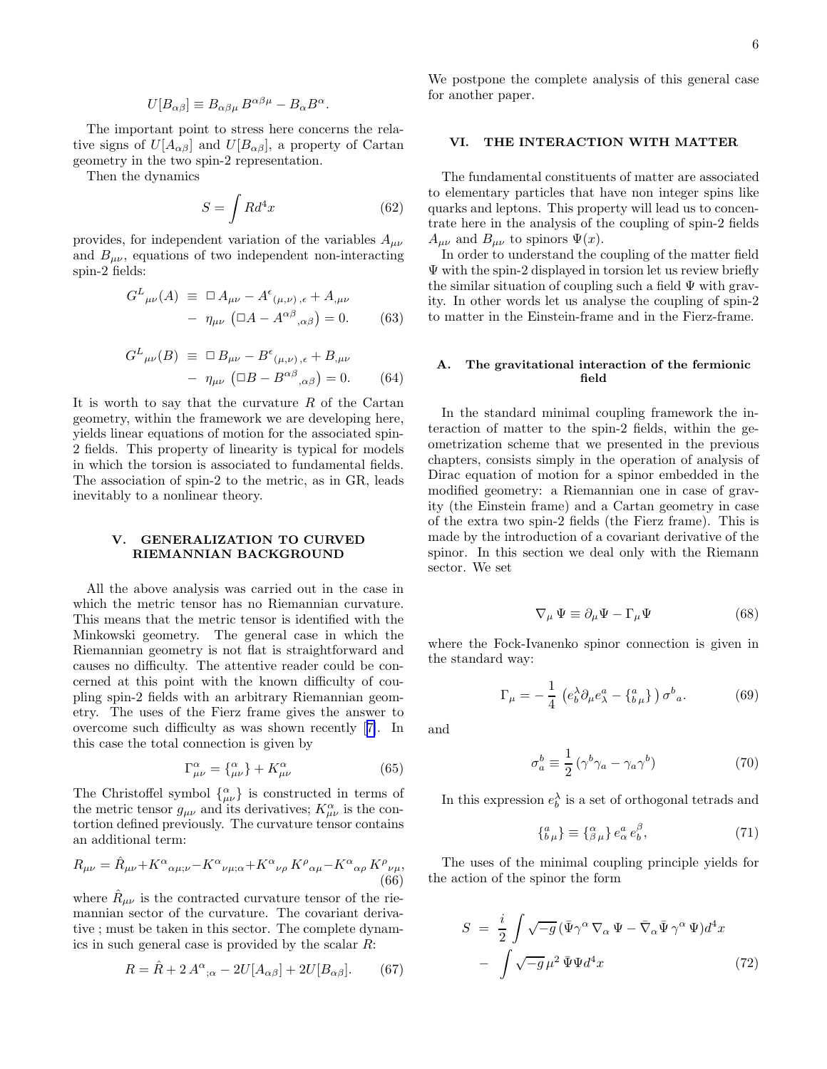$$U[B_{\alpha\beta}] \equiv B_{\alpha\beta\mu}\, B^{\alpha\beta\mu} - B_\alpha B^\alpha.$$

The important point to stress here concerns the relative signs of $U[A_{\alpha\beta}]$ and $U[B_{\alpha\beta}]$, a property of Cartan geometry in the two spin-2 representation.

Then the dynamics

$$S = \int R d^4x \tag{62}$$

provides, for independent variation of the variables $A_{\mu\nu}$ and $B_{\mu\nu}$, equations of two independent non-interacting spin-2 fields:

$$G^L{}_{\mu\nu}(A) \equiv \Box A_{\mu\nu} - A^\epsilon{}_{(\mu,\nu),\epsilon} + A_{,\mu\nu} - \eta_{\mu\nu}\left(\Box A - A^{\alpha\beta}{}_{,\alpha\beta}\right) = 0. \tag{63}$$

$$G^L{}_{\mu\nu}(B) \equiv \Box B_{\mu\nu} - B^\epsilon{}_{(\mu,\nu),\epsilon} + B_{,\mu\nu} - \eta_{\mu\nu}\left(\Box B - B^{\alpha\beta}{}_{,\alpha\beta}\right) = 0. \tag{64}$$

It is worth to say that the curvature $R$ of the Cartan geometry, within the framework we are developing here, yields linear equations of motion for the associated spin-2 fields. This property of linearity is typical for models in which the torsion is associated to fundamental fields. The association of spin-2 to the metric, as in GR, leads inevitably to a nonlinear theory.

## V. GENERALIZATION TO CURVED RIEMANNIAN BACKGROUND

All the above analysis was carried out in the case in which the metric tensor has no Riemannian curvature. This means that the metric tensor is identified with the Minkowski geometry. The general case in which the Riemannian geometry is not flat is straightforward and causes no difficulty. The attentive reader could be concerned at this point with the known difficulty of coupling spin-2 fields with an arbitrary Riemannian geometry. The uses of the Fierz frame gives the answer to overcome such difficulty as was shown recently [7]. In this case the total connection is given by

$$\Gamma^\alpha_{\mu\nu} = \left\{{}^{\,\alpha}_{\mu\nu}\right\} + K^\alpha_{\mu\nu} \tag{65}$$

The Christoffel symbol $\left\{{}^{\,\alpha}_{\mu\nu}\right\}$ is constructed in terms of the metric tensor $g_{\mu\nu}$ and its derivatives; $K^\alpha_{\mu\nu}$ is the contortion defined previously. The curvature tensor contains an additional term:

$$R_{\mu\nu} = \hat{R}_{\mu\nu} + K^\alpha{}_{\alpha\mu;\nu} - K^\alpha{}_{\nu\mu;\alpha} + K^\alpha{}_{\nu\rho}\, K^\rho{}_{\alpha\mu} - K^\alpha{}_{\alpha\rho}\, K^\rho{}_{\nu\mu}, \tag{66}$$

where $\hat{R}_{\mu\nu}$ is the contracted curvature tensor of the riemannian sector of the curvature. The covariant derivative ; must be taken in this sector. The complete dynamics in such general case is provided by the scalar $R$:

$$R = \hat{R} + 2\, A^\alpha{}_{;\alpha} - 2U[A_{\alpha\beta}] + 2U[B_{\alpha\beta}]. \tag{67}$$

We postpone the complete analysis of this general case for another paper.

## VI. THE INTERACTION WITH MATTER

The fundamental constituents of matter are associated to elementary particles that have non integer spins like quarks and leptons. This property will lead us to concentrate here in the analysis of the coupling of spin-2 fields $A_{\mu\nu}$ and $B_{\mu\nu}$ to spinors $\Psi(x)$.

In order to understand the coupling of the matter field $\Psi$ with the spin-2 displayed in torsion let us review briefly the similar situation of coupling such a field $\Psi$ with gravity. In other words let us analyse the coupling of spin-2 to matter in the Einstein-frame and in the Fierz-frame.

### A. The gravitational interaction of the fermionic field

In the standard minimal coupling framework the interaction of matter to the spin-2 fields, within the geometrization scheme that we presented in the previous chapters, consists simply in the operation of analysis of Dirac equation of motion for a spinor embedded in the modified geometry: a Riemannian one in case of gravity (the Einstein frame) and a Cartan geometry in case of the extra two spin-2 fields (the Fierz frame). This is made by the introduction of a covariant derivative of the spinor. In this section we deal only with the Riemann sector. We set

$$\nabla_\mu\, \Psi \equiv \partial_\mu \Psi - \Gamma_\mu \Psi \tag{68}$$

where the Fock-Ivanenko spinor connection is given in the standard way:

$$\Gamma_\mu = -\frac{1}{4}\left(e^\lambda_b \partial_\mu e^a_\lambda - \left\{{}^{\,a}_{b\,\mu}\right\}\right)\sigma^b{}_a. \tag{69}$$

and

$$\sigma^b_a \equiv \frac{1}{2}\left(\gamma^b \gamma_a - \gamma_a \gamma^b\right) \tag{70}$$

In this expression $e^\lambda_b$ is a set of orthogonal tetrads and

$$\left\{{}^{\,a}_{b\,\mu}\right\} \equiv \left\{{}^{\,\alpha}_{\beta\,\mu}\right\} e^a_\alpha\, e^\beta_b, \tag{71}$$

The uses of the minimal coupling principle yields for the action of the spinor the form

$$S = \frac{i}{2}\int \sqrt{-g}\,(\bar{\Psi}\gamma^\alpha\, \nabla_\alpha\, \Psi - \bar{\nabla}_\alpha \bar{\Psi}\, \gamma^\alpha\, \Psi) d^4x - \int \sqrt{-g}\, \mu^2\, \bar{\Psi}\Psi d^4x \tag{72}$$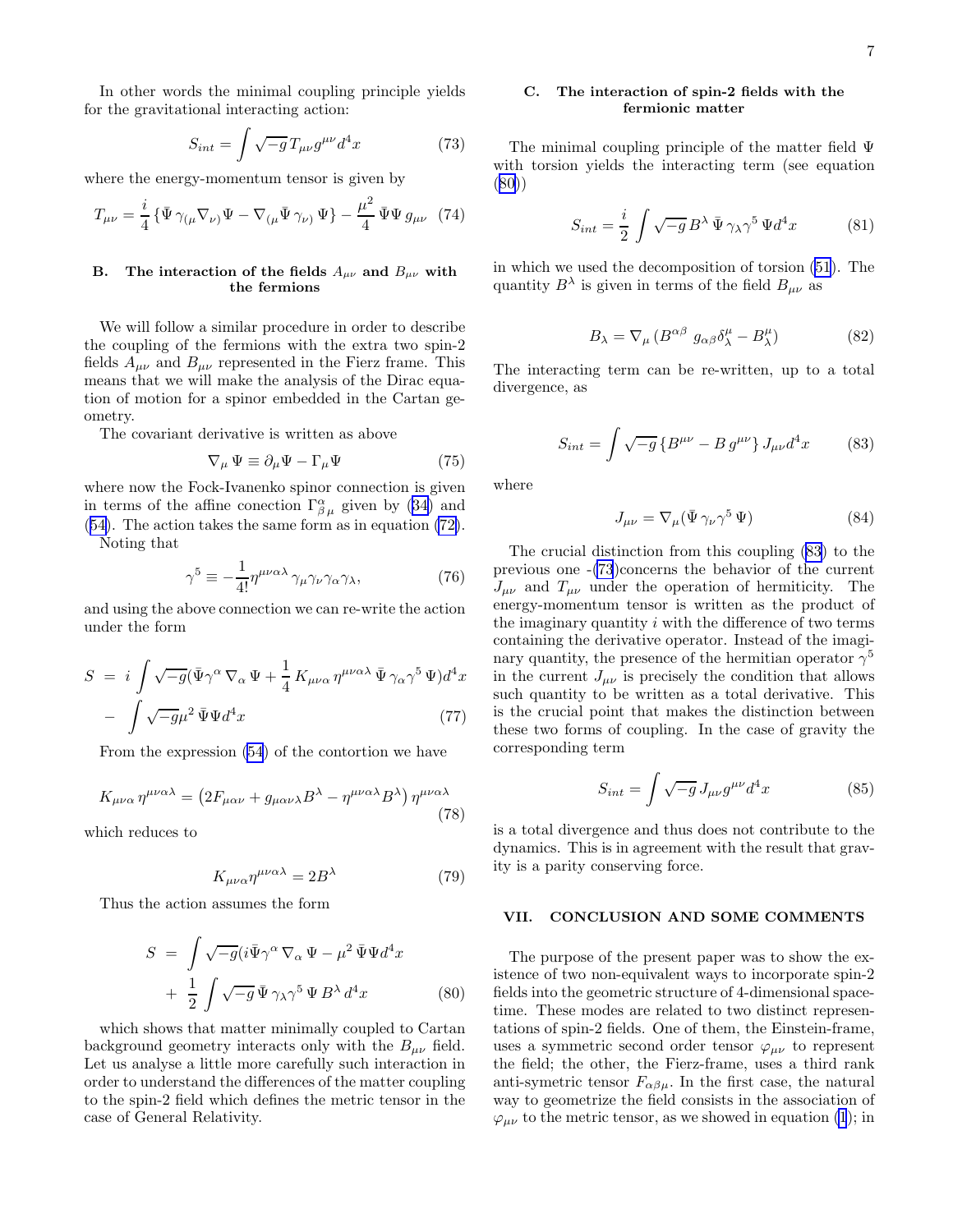In other words the minimal coupling principle yields for the gravitational interacting action:

$$S_{int} = \int \sqrt{-g}\, T_{\mu\nu} g^{\mu\nu} d^4x \tag{73}$$

where the energy-momentum tensor is given by

$$T_{\mu\nu} = \frac{i}{4} \{ \bar{\Psi}\, \gamma_{(\mu} \nabla_{\nu)} \Psi - \nabla_{(\mu} \bar{\Psi}\, \gamma_{\nu)}\, \Psi \} - \frac{\mu^2}{4}\, \bar{\Psi} \Psi\, g_{\mu\nu} \tag{74}$$

### B. The interaction of the fields $A_{\mu\nu}$ and $B_{\mu\nu}$ with the fermions

We will follow a similar procedure in order to describe the coupling of the fermions with the extra two spin-2 fields $A_{\mu\nu}$ and $B_{\mu\nu}$ represented in the Fierz frame. This means that we will make the analysis of the Dirac equation of motion for a spinor embedded in the Cartan geometry.

The covariant derivative is written as above

$$\nabla_\mu \Psi \equiv \partial_\mu \Psi - \Gamma_\mu \Psi \tag{75}$$

where now the Fock-Ivanenko spinor connection is given in terms of the affine conection $\Gamma^{\alpha}_{\ \beta\mu}$ given by (34) and (54). The action takes the same form as in equation (72).

Noting that

$$\gamma^5 \equiv -\frac{1}{4!} \eta^{\mu\nu\alpha\lambda}\, \gamma_\mu \gamma_\nu \gamma_\alpha \gamma_\lambda, \tag{76}$$

and using the above connection we can re-write the action under the form

$$\begin{aligned} S \;&=\; i \int \sqrt{-g} (\bar{\Psi} \gamma^\alpha\, \nabla_\alpha\, \Psi + \frac{1}{4}\, K_{\mu\nu\alpha}\, \eta^{\mu\nu\alpha\lambda}\, \bar{\Psi}\, \gamma_\alpha \gamma^5\, \Psi) d^4x \\ &-\; \int \sqrt{-g} \mu^2\, \bar{\Psi} \Psi d^4x \end{aligned} \tag{77}$$

From the expression (54) of the contortion we have

$$K_{\mu\nu\alpha}\, \eta^{\mu\nu\alpha\lambda} = \left( 2F_{\mu\alpha\nu} + g_{\mu\alpha\nu\lambda} B^\lambda - \eta^{\mu\nu\alpha\lambda} B^\lambda \right) \eta^{\mu\nu\alpha\lambda} \tag{78}$$

which reduces to

$$K_{\mu\nu\alpha} \eta^{\mu\nu\alpha\lambda} = 2B^\lambda \tag{79}$$

Thus the action assumes the form

$$\begin{aligned} S \;&=\; \int \sqrt{-g} (i \bar{\Psi} \gamma^\alpha\, \nabla_\alpha\, \Psi - \mu^2\, \bar{\Psi} \Psi d^4x \\ &+\; \frac{1}{2} \int \sqrt{-g}\, \bar{\Psi}\, \gamma_\lambda \gamma^5\, \Psi\, B^\lambda\, d^4x \end{aligned} \tag{80}$$

which shows that matter minimally coupled to Cartan background geometry interacts only with the $B_{\mu\nu}$ field. Let us analyse a little more carefully such interaction in order to understand the differences of the matter coupling to the spin-2 field which defines the metric tensor in the case of General Relativity.

### C. The interaction of spin-2 fields with the fermionic matter

The minimal coupling principle of the matter field $\Psi$ with torsion yields the interacting term (see equation (80))

$$S_{int} = \frac{i}{2} \int \sqrt{-g}\, B^\lambda\, \bar{\Psi}\, \gamma_\lambda \gamma^5\, \Psi d^4x \tag{81}$$

in which we used the decomposition of torsion (51). The quantity $B^\lambda$ is given in terms of the field $B_{\mu\nu}$ as

$$B_\lambda = \nabla_\mu \left( B^{\alpha\beta}\, g_{\alpha\beta} \delta^\mu_\lambda - B^\mu_\lambda \right) \tag{82}$$

The interacting term can be re-written, up to a total divergence, as

$$S_{int} = \int \sqrt{-g} \left\{ B^{\mu\nu} - B\, g^{\mu\nu} \right\} J_{\mu\nu} d^4x \tag{83}$$

where

$$J_{\mu\nu} = \nabla_\mu (\bar{\Psi}\, \gamma_\nu \gamma^5\, \Psi) \tag{84}$$

The crucial distinction from this coupling (83) to the previous one -(73)concerns the behavior of the current $J_{\mu\nu}$ and $T_{\mu\nu}$ under the operation of hermiticity. The energy-momentum tensor is written as the product of the imaginary quantity $i$ with the difference of two terms containing the derivative operator. Instead of the imaginary quantity, the presence of the hermitian operator $\gamma^5$ in the current $J_{\mu\nu}$ is precisely the condition that allows such quantity to be written as a total derivative. This is the crucial point that makes the distinction between these two forms of coupling. In the case of gravity the corresponding term

$$S_{int} = \int \sqrt{-g}\, J_{\mu\nu} g^{\mu\nu} d^4x \tag{85}$$

is a total divergence and thus does not contribute to the dynamics. This is in agreement with the result that gravity is a parity conserving force.

## VII. CONCLUSION AND SOME COMMENTS

The purpose of the present paper was to show the existence of two non-equivalent ways to incorporate spin-2 fields into the geometric structure of 4-dimensional spacetime. These modes are related to two distinct representations of spin-2 fields. One of them, the Einstein-frame, uses a symmetric second order tensor $\varphi_{\mu\nu}$ to represent the field; the other, the Fierz-frame, uses a third rank anti-symetric tensor $F_{\alpha\beta\mu}$. In the first case, the natural way to geometrize the field consists in the association of $\varphi_{\mu\nu}$ to the metric tensor, as we showed in equation (1); in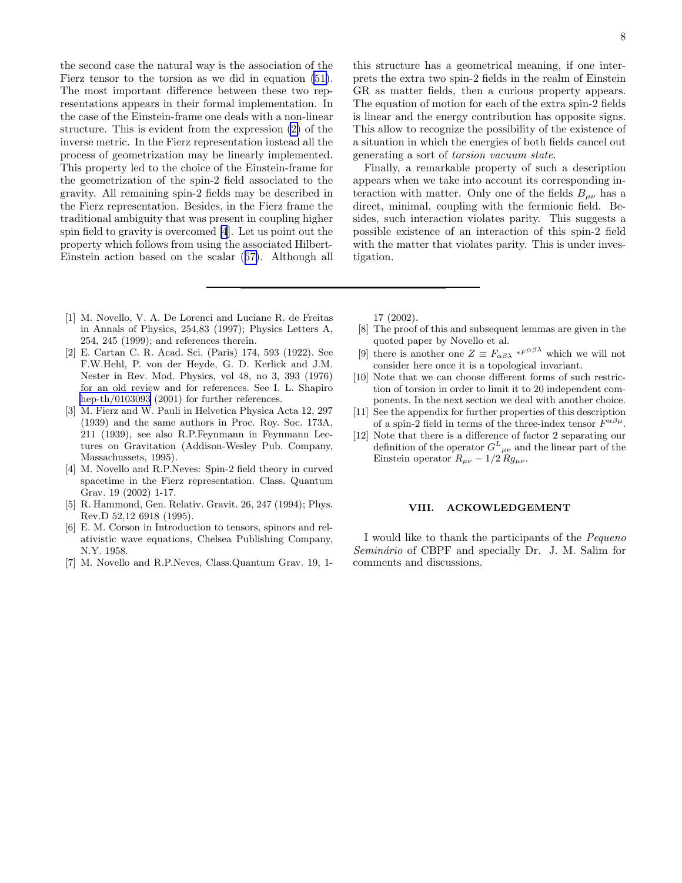the second case the natural way is the association of the Fierz tensor to the torsion as we did in equation (51). The most important difference between these two representations appears in their formal implementation. In the case of the Einstein-frame one deals with a non-linear structure. This is evident from the expression (2) of the inverse metric. In the Fierz representation instead all the process of geometrization may be linearly implemented. This property led to the choice of the Einstein-frame for the geometrization of the spin-2 field associated to the gravity. All remaining spin-2 fields may be described in the Fierz representation. Besides, in the Fierz frame the traditional ambiguity that was present in coupling higher spin field to gravity is overcomed [4]. Let us point out the property which follows from using the associated Hilbert-Einstein action based on the scalar (67). Although all this structure has a geometrical meaning, if one interprets the extra two spin-2 fields in the realm of Einstein GR as matter fields, then a curious property appears. The equation of motion for each of the extra spin-2 fields is linear and the energy contribution has opposite signs. This allow to recognize the possibility of the existence of a situation in which the energies of both fields cancel out generating a sort of *torsion vacuum state*.

Finally, a remarkable property of such a description appears when we take into account its corresponding interaction with matter. Only one of the fields $B_{\mu\nu}$ has a direct, minimal, coupling with the fermionic field. Besides, such interaction violates parity. This suggests a possible existence of an interaction of this spin-2 field with the matter that violates parity. This is under investigation.

---

[1] M. Novello, V. A. De Lorenci and Luciane R. de Freitas in Annals of Physics, 254,83 (1997); Physics Letters A, 254, 245 (1999); and references therein.

[2] E. Cartan C. R. Acad. Sci. (Paris) 174, 593 (1922). See F.W.Hehl, P. von der Heyde, G. D. Kerlick and J.M. Nester in Rev. Mod. Physics, vol 48, no 3, 393 (1976) for an old review and for references. See I. L. Shapiro hep-th/0103093 (2001) for further references.

[3] M. Fierz and W. Pauli in Helvetica Physica Acta 12, 297 (1939) and the same authors in Proc. Roy. Soc. 173A, 211 (1939), see also R.P.Feynmann in Feynmann Lectures on Gravitation (Addison-Wesley Pub. Company, Massachussets, 1995).

[4] M. Novello and R.P.Neves: Spin-2 field theory in curved spacetime in the Fierz representation. Class. Quantum Grav. 19 (2002) 1-17.

[5] R. Hammond, Gen. Relativ. Gravit. 26, 247 (1994); Phys. Rev.D 52,12 6918 (1995).

[6] E. M. Corson in Introduction to tensors, spinors and relativistic wave equations, Chelsea Publishing Company, N.Y. 1958.

[7] M. Novello and R.P.Neves, Class.Quantum Grav. 19, 1-17 (2002).

[8] The proof of this and subsequent lemmas are given in the quoted paper by Novello et al.

[9] there is another one $Z \equiv F_{\alpha\beta\lambda}\ {}^{*}F^{\alpha\beta\lambda}$ which we will not consider here once it is a topological invariant.

[10] Note that we can choose different forms of such restriction of torsion in order to limit it to 20 independent components. In the next section we deal with another choice.

[11] See the appendix for further properties of this description of a spin-2 field in terms of the three-index tensor $F^{\alpha\beta\mu}$.

[12] Note that there is a difference of factor 2 separating our definition of the operator $G^{L}{}_{\mu\nu}$ and the linear part of the Einstein operator $R_{\mu\nu} - 1/2\, R g_{\mu\nu}$.

## VIII. ACKOWLEDGEMENT

I would like to thank the participants of the *Pequeno Seminário* of CBPF and specially Dr. J. M. Salim for comments and discussions.